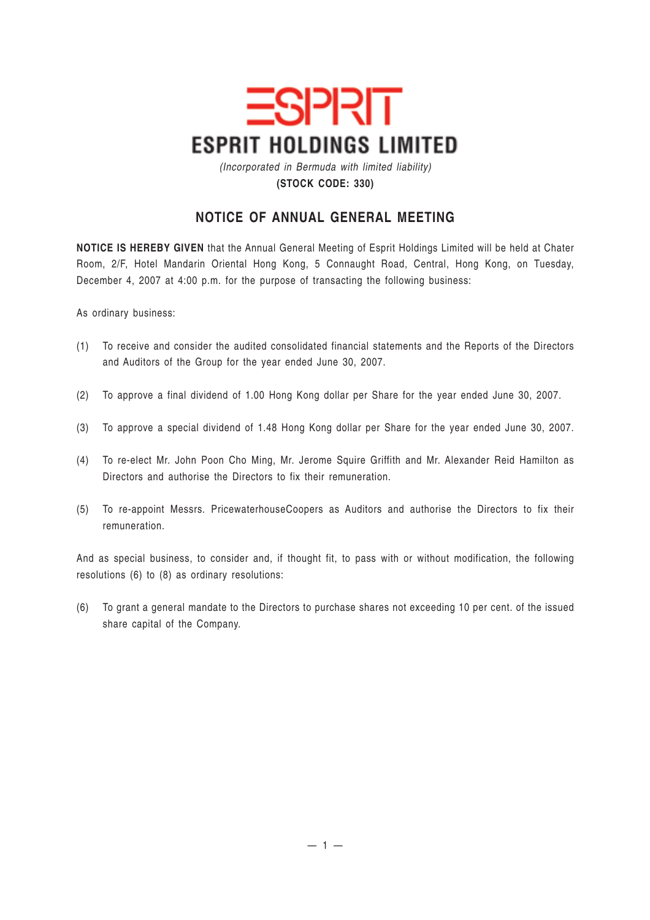# ESPRIT HOLDINGS LIMITED

*(Incorporated in Bermuda with limited liability)*

**(STOCK CODE: 330)**

## NOTICE OF ANNUAL GENERAL MEETING

**NOTICE IS HEREBY GIVEN** that the Annual General Meeting of Esprit Holdings Limited will be held at Chater Room, 2/F, Hotel Mandarin Oriental Hong Kong, 5 Connaught Road, Central, Hong Kong, on Tuesday, December 4, 2007 at 4:00 p.m. for the purpose of transacting the following business:

As ordinary business:

(1) To receive and consider the audited consolidated financial statements and the Reports of the Directors and Auditors of the Group for the year ended June 30, 2007.

(2) To approve a final dividend of 1.00 Hong Kong dollar per Share for the year ended June 30, 2007.

(3) To approve a special dividend of 1.48 Hong Kong dollar per Share for the year ended June 30, 2007.

(4) To re-elect Mr. John Poon Cho Ming, Mr. Jerome Squire Griffith and Mr. Alexander Reid Hamilton as Directors and authorise the Directors to fix their remuneration.

(5) To re-appoint Messrs. PricewaterhouseCoopers as Auditors and authorise the Directors to fix their remuneration.

And as special business, to consider and, if thought fit, to pass with or without modification, the following resolutions (6) to (8) as ordinary resolutions:

(6) To grant a general mandate to the Directors to purchase shares not exceeding 10 per cent. of the issued share capital of the Company.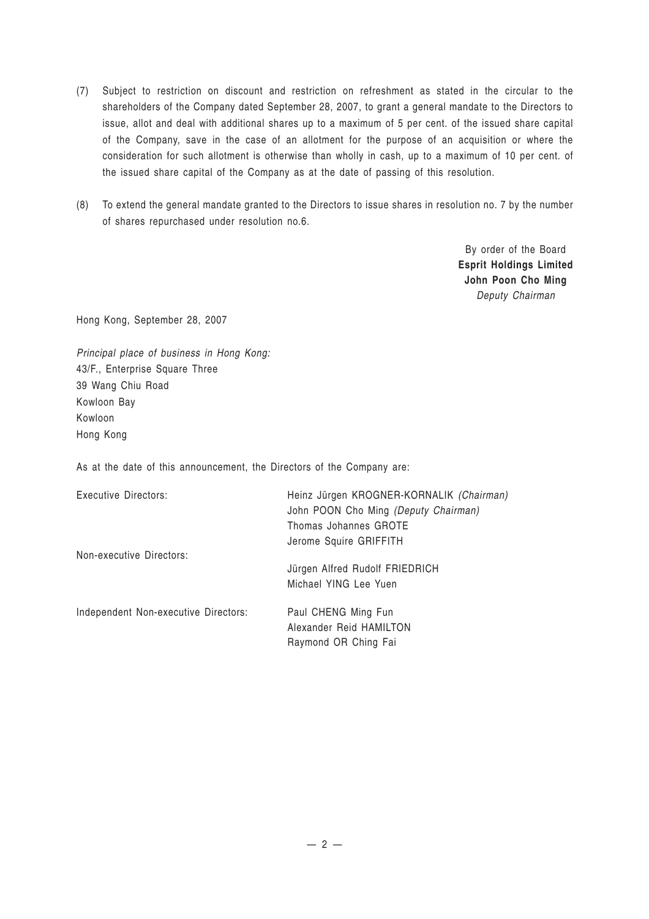(7) Subject to restriction on discount and restriction on refreshment as stated in the circular to the shareholders of the Company dated September 28, 2007, to grant a general mandate to the Directors to issue, allot and deal with additional shares up to a maximum of 5 per cent. of the issued share capital of the Company, save in the case of an allotment for the purpose of an acquisition or where the consideration for such allotment is otherwise than wholly in cash, up to a maximum of 10 per cent. of the issued share capital of the Company as at the date of passing of this resolution.

(8) To extend the general mandate granted to the Directors to issue shares in resolution no. 7 by the number of shares repurchased under resolution no.6.

By order of the Board
**Esprit Holdings Limited**
**John Poon Cho Ming**
*Deputy Chairman*

Hong Kong, September 28, 2007

*Principal place of business in Hong Kong:*
43/F., Enterprise Square Three
39 Wang Chiu Road
Kowloon Bay
Kowloon
Hong Kong

As at the date of this announcement, the Directors of the Company are:

| | |
|---|---|
| Executive Directors: | Heinz Jürgen KROGNER-KORNALIK *(Chairman)*<br>John POON Cho Ming *(Deputy Chairman)*<br>Thomas Johannes GROTE<br>Jerome Squire GRIFFITH |
| Non-executive Directors: | Jürgen Alfred Rudolf FRIEDRICH<br>Michael YING Lee Yuen |
| Independent Non-executive Directors: | Paul CHENG Ming Fun<br>Alexander Reid HAMILTON<br>Raymond OR Ching Fai |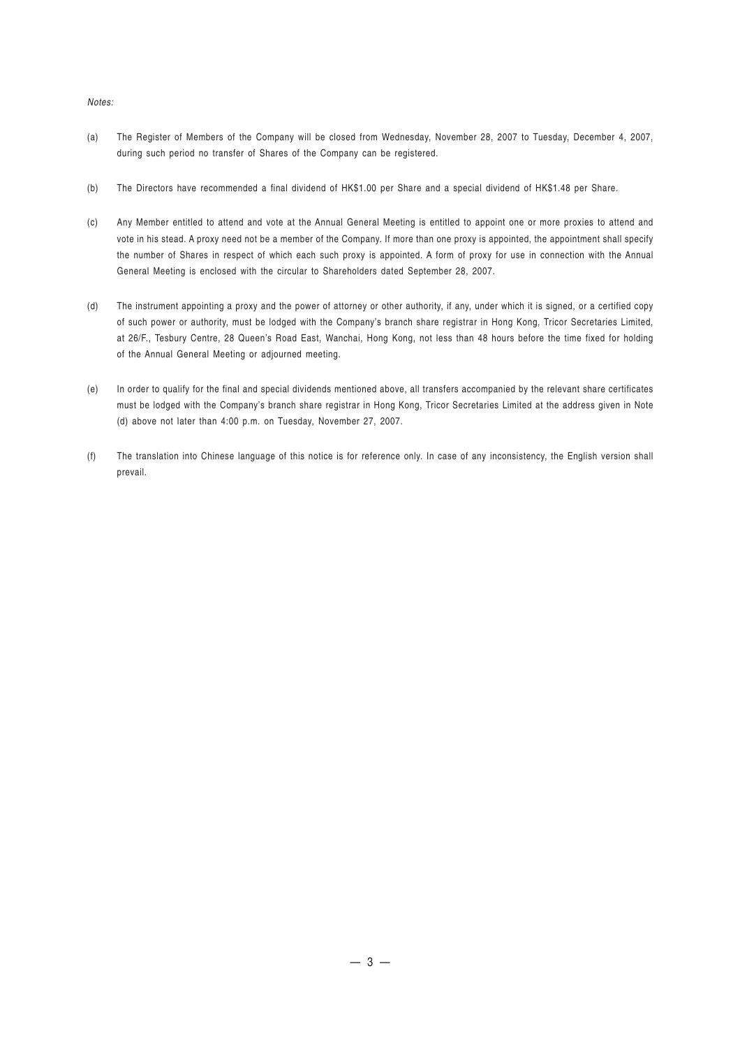*Notes:*

(a) The Register of Members of the Company will be closed from Wednesday, November 28, 2007 to Tuesday, December 4, 2007, during such period no transfer of Shares of the Company can be registered.

(b) The Directors have recommended a final dividend of HK$1.00 per Share and a special dividend of HK$1.48 per Share.

(c) Any Member entitled to attend and vote at the Annual General Meeting is entitled to appoint one or more proxies to attend and vote in his stead. A proxy need not be a member of the Company. If more than one proxy is appointed, the appointment shall specify the number of Shares in respect of which each such proxy is appointed. A form of proxy for use in connection with the Annual General Meeting is enclosed with the circular to Shareholders dated September 28, 2007.

(d) The instrument appointing a proxy and the power of attorney or other authority, if any, under which it is signed, or a certified copy of such power or authority, must be lodged with the Company's branch share registrar in Hong Kong, Tricor Secretaries Limited, at 26/F., Tesbury Centre, 28 Queen's Road East, Wanchai, Hong Kong, not less than 48 hours before the time fixed for holding of the Annual General Meeting or adjourned meeting.

(e) In order to qualify for the final and special dividends mentioned above, all transfers accompanied by the relevant share certificates must be lodged with the Company's branch share registrar in Hong Kong, Tricor Secretaries Limited at the address given in Note (d) above not later than 4:00 p.m. on Tuesday, November 27, 2007.

(f) The translation into Chinese language of this notice is for reference only. In case of any inconsistency, the English version shall prevail.